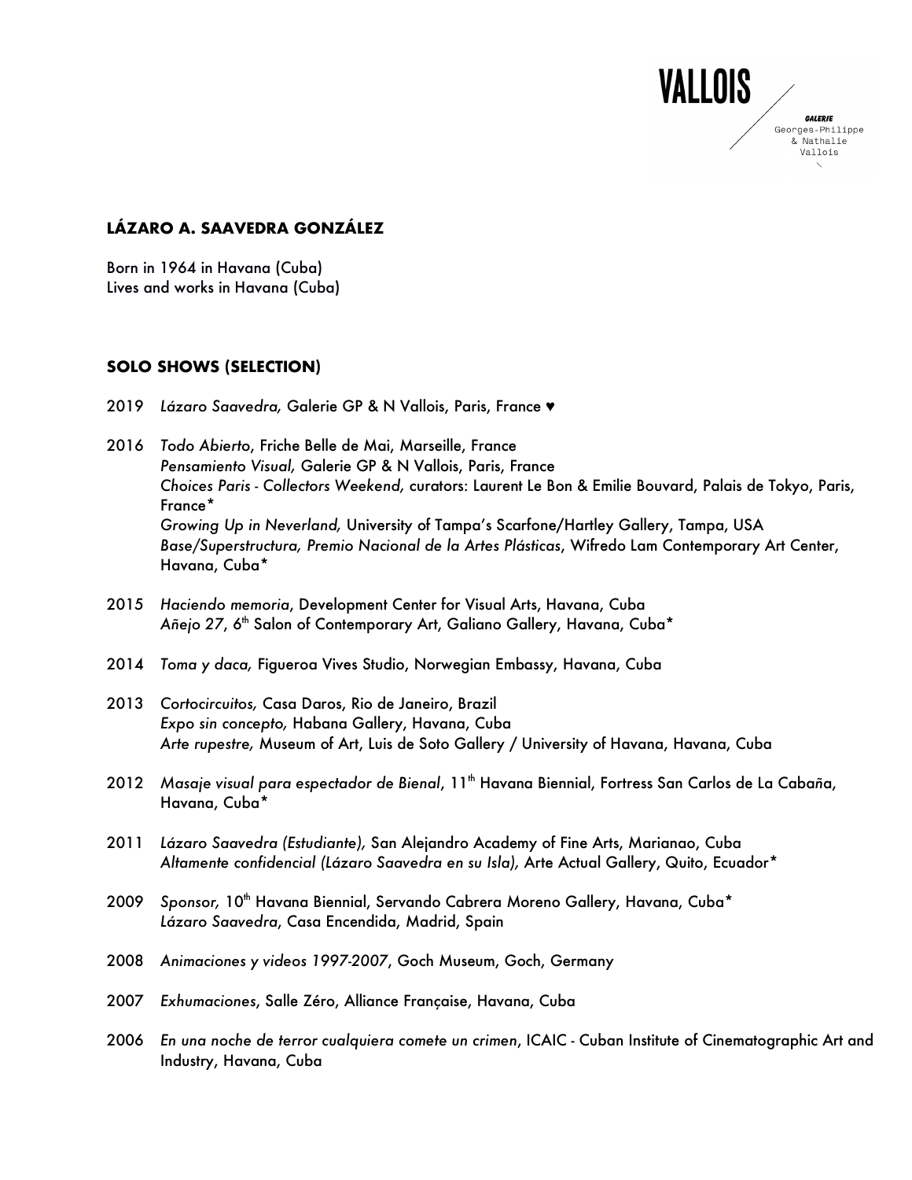# LÁZARO A. SAAVEDRA GONZÁLEZ

Born in 1964 in Havana (Cuba)
Lives and works in Havana (Cuba)

## SOLO SHOWS (SELECTION)

2019 *Lázaro Saavedra,* Galerie GP & N Vallois, Paris, France ♥

2016 *Todo Abierto*, Friche Belle de Mai, Marseille, France
*Pensamiento Visual,* Galerie GP & N Vallois, Paris, France
*Choices Paris - Collectors Weekend,* curators: Laurent Le Bon & Emilie Bouvard, Palais de Tokyo, Paris, France*
*Growing Up in Neverland,* University of Tampa's Scarfone/Hartley Gallery, Tampa, USA
*Base/Superstructura, Premio Nacional de la Artes Plásticas*, Wifredo Lam Contemporary Art Center, Havana, Cuba*

2015 *Haciendo memoria*, Development Center for Visual Arts, Havana, Cuba
*Añejo 27*, 6th Salon of Contemporary Art, Galiano Gallery, Havana, Cuba*

2014 *Toma y daca,* Figueroa Vives Studio, Norwegian Embassy, Havana, Cuba

2013 *Cortocircuitos,* Casa Daros, Rio de Janeiro, Brazil
*Expo sin concepto,* Habana Gallery, Havana, Cuba
*Arte rupestre,* Museum of Art, Luis de Soto Gallery / University of Havana, Havana, Cuba

2012 *Masaje visual para espectador de Bienal*, 11th Havana Biennial, Fortress San Carlos de La Cabaña, Havana, Cuba*

2011 *Lázaro Saavedra (Estudiante),* San Alejandro Academy of Fine Arts, Marianao, Cuba
*Altamente confidencial (Lázaro Saavedra en su Isla),* Arte Actual Gallery, Quito, Ecuador*

2009 *Sponsor,* 10th Havana Biennial, Servando Cabrera Moreno Gallery, Havana, Cuba*
*Lázaro Saavedra*, Casa Encendida, Madrid, Spain

2008 *Animaciones y videos 1997-2007*, Goch Museum, Goch, Germany

2007 *Exhumaciones*, Salle Zéro, Alliance Française, Havana, Cuba

2006 *En una noche de terror cualquiera comete un crimen*, ICAIC - Cuban Institute of Cinematographic Art and Industry, Havana, Cuba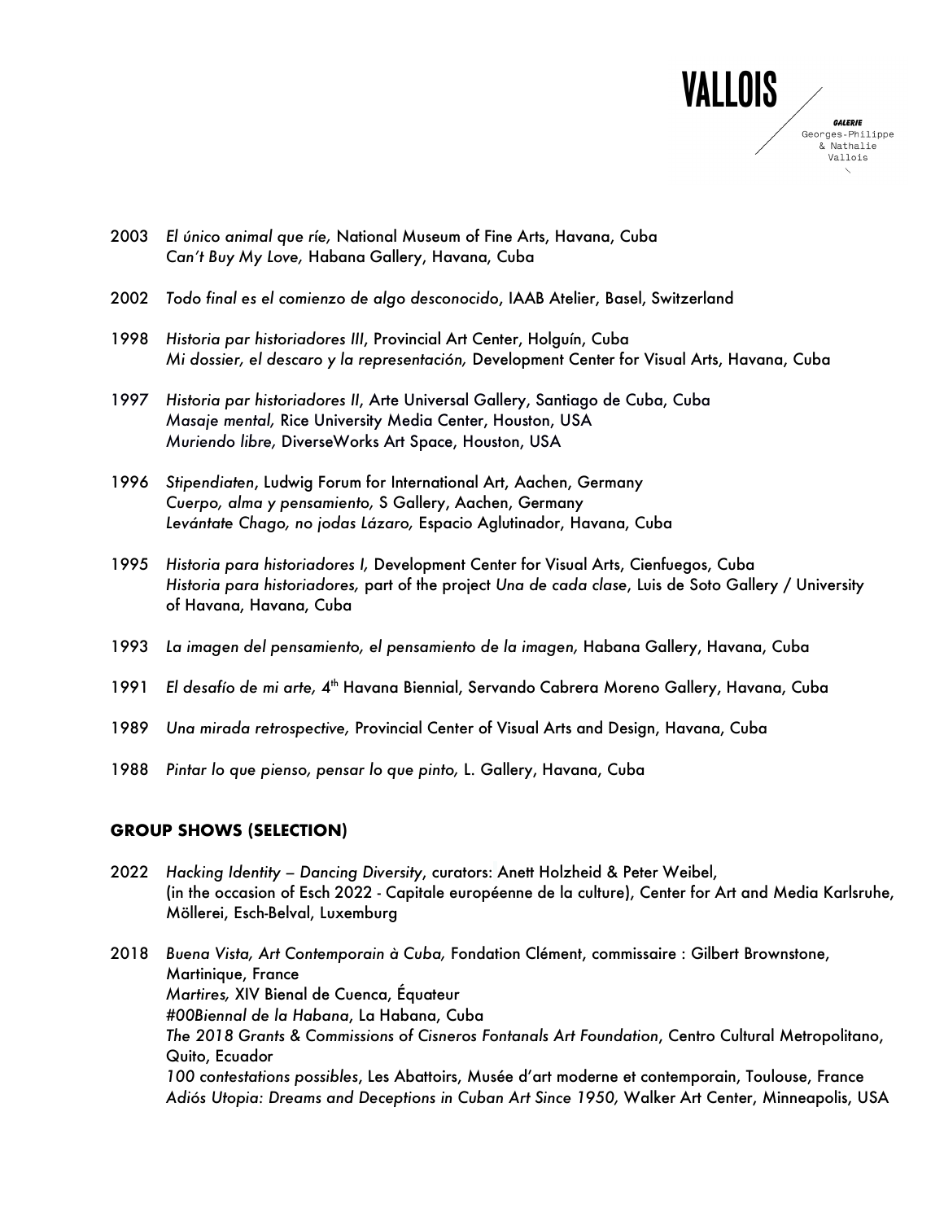2003 *El único animal que ríe,* National Museum of Fine Arts, Havana, Cuba
*Can't Buy My Love,* Habana Gallery, Havana, Cuba

2002 *Todo final es el comienzo de algo desconocido*, IAAB Atelier, Basel, Switzerland

1998 *Historia par historiadores III*, Provincial Art Center, Holguín, Cuba
*Mi dossier, el descaro y la representación,* Development Center for Visual Arts, Havana, Cuba

1997 *Historia par historiadores II*, Arte Universal Gallery, Santiago de Cuba, Cuba
*Masaje mental,* Rice University Media Center, Houston, USA
*Muriendo libre,* DiverseWorks Art Space, Houston, USA

1996 *Stipendiaten*, Ludwig Forum for International Art, Aachen, Germany
*Cuerpo, alma y pensamiento,* S Gallery, Aachen, Germany
*Levántate Chago, no jodas Lázaro,* Espacio Aglutinador, Havana, Cuba

1995 *Historia para historiadores I,* Development Center for Visual Arts, Cienfuegos, Cuba
*Historia para historiadores,* part of the project *Una de cada clase*, Luis de Soto Gallery / University of Havana, Havana, Cuba

1993 *La imagen del pensamiento, el pensamiento de la imagen,* Habana Gallery, Havana, Cuba

1991 *El desafío de mi arte,* 4th Havana Biennial, Servando Cabrera Moreno Gallery, Havana, Cuba

1989 *Una mirada retrospective,* Provincial Center of Visual Arts and Design, Havana, Cuba

1988 *Pintar lo que pienso, pensar lo que pinto,* L. Gallery, Havana, Cuba

## GROUP SHOWS (SELECTION)

2022 *Hacking Identity – Dancing Diversity*, curators: Anett Holzheid & Peter Weibel, (in the occasion of Esch 2022 - Capitale européenne de la culture), Center for Art and Media Karlsruhe, Möllerei, Esch-Belval, Luxemburg

2018 *Buena Vista, Art Contemporain à Cuba,* Fondation Clément, commissaire : Gilbert Brownstone, Martinique, France
*Martires,* XIV Bienal de Cuenca, Équateur
*#00Biennal de la Habana*, La Habana, Cuba
*The 2018 Grants & Commissions of Cisneros Fontanals Art Foundation*, Centro Cultural Metropolitano, Quito, Ecuador
*100 contestations possibles*, Les Abattoirs, Musée d'art moderne et contemporain, Toulouse, France
*Adiós Utopia: Dreams and Deceptions in Cuban Art Since 1950,* Walker Art Center, Minneapolis, USA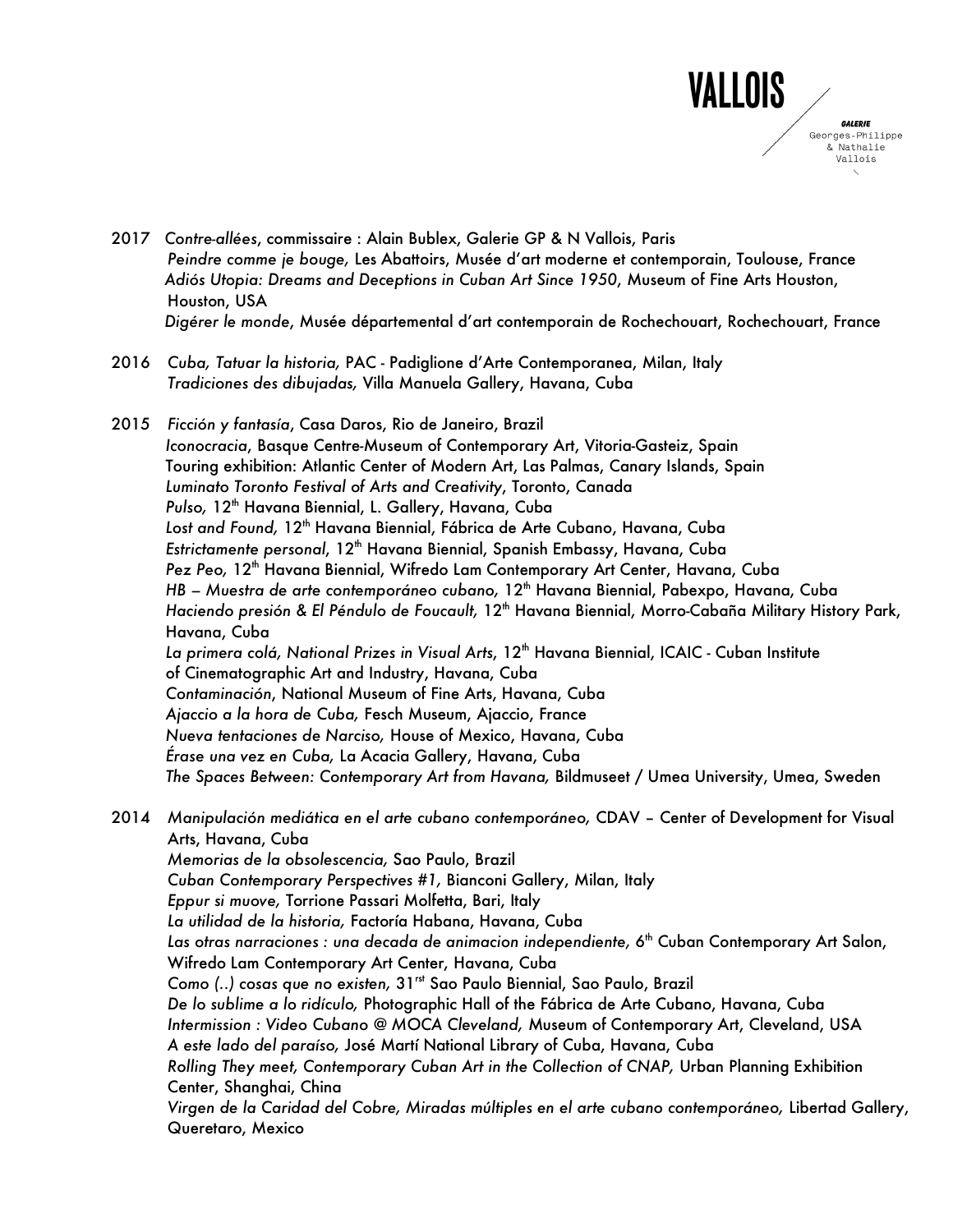2017 *Contre-allées*, commissaire : Alain Bublex, Galerie GP & N Vallois, Paris
*Peindre comme je bouge,* Les Abattoirs, Musée d'art moderne et contemporain, Toulouse, France
*Adiós Utopia: Dreams and Deceptions in Cuban Art Since 1950*, Museum of Fine Arts Houston, Houston, USA
*Digérer le monde*, Musée départemental d'art contemporain de Rochechouart, Rochechouart, France

2016 *Cuba, Tatuar la historia,* PAC - Padiglione d'Arte Contemporanea, Milan, Italy
*Tradiciones des dibujadas,* Villa Manuela Gallery, Havana, Cuba

2015 *Ficción y fantasía*, Casa Daros, Rio de Janeiro, Brazil
*Iconocracia*, Basque Centre-Museum of Contemporary Art, Vitoria-Gasteiz, Spain
Touring exhibition: Atlantic Center of Modern Art, Las Palmas, Canary Islands, Spain
*Luminato Toronto Festival of Arts and Creativity*, Toronto, Canada
*Pulso,* 12th Havana Biennial, L. Gallery, Havana, Cuba
*Lost and Found,* 12th Havana Biennial, Fábrica de Arte Cubano, Havana, Cuba
*Estrictamente personal*, 12th Havana Biennial, Spanish Embassy, Havana, Cuba
*Pez Peo,* 12th Havana Biennial, Wifredo Lam Contemporary Art Center, Havana, Cuba
*HB – Muestra de arte contemporáneo cubano,* 12th Havana Biennial, Pabexpo, Havana, Cuba
*Haciendo presión & El Péndulo de Foucault,* 12th Havana Biennial, Morro-Cabaña Military History Park, Havana, Cuba
*La primera colá, National Prizes in Visual Arts*, 12th Havana Biennial, ICAIC - Cuban Institute of Cinematographic Art and Industry, Havana, Cuba
*Contaminación*, National Museum of Fine Arts, Havana, Cuba
*Ajaccio a la hora de Cuba,* Fesch Museum, Ajaccio, France
*Nueva tentaciones de Narciso,* House of Mexico, Havana, Cuba
*Érase una vez en Cuba,* La Acacia Gallery, Havana, Cuba
*The Spaces Between: Contemporary Art from Havana,* Bildmuseet / Umea University, Umea, Sweden

2014 *Manipulación mediática en el arte cubano contemporáneo,* CDAV – Center of Development for Visual Arts, Havana, Cuba
*Memorias de la obsolescencia,* Sao Paulo, Brazil
*Cuban Contemporary Perspectives #1,* Bianconi Gallery, Milan, Italy
*Eppur si muove,* Torrione Passari Molfetta, Bari, Italy
*La utilidad de la historia,* Factoría Habana, Havana, Cuba
*Las otras narraciones : una decada de animacion independiente,* 6th Cuban Contemporary Art Salon, Wifredo Lam Contemporary Art Center, Havana, Cuba
*Como (..) cosas que no existen,* 31rst Sao Paulo Biennial, Sao Paulo, Brazil
*De lo sublime a lo ridículo,* Photographic Hall of the Fábrica de Arte Cubano, Havana, Cuba
*Intermission : Video Cubano @ MOCA Cleveland,* Museum of Contemporary Art, Cleveland, USA
*A este lado del paraíso,* José Martí National Library of Cuba, Havana, Cuba
*Rolling They meet, Contemporary Cuban Art in the Collection of CNAP,* Urban Planning Exhibition Center, Shanghai, China
*Virgen de la Caridad del Cobre, Miradas múltiples en el arte cubano contemporáneo,* Libertad Gallery, Queretaro, Mexico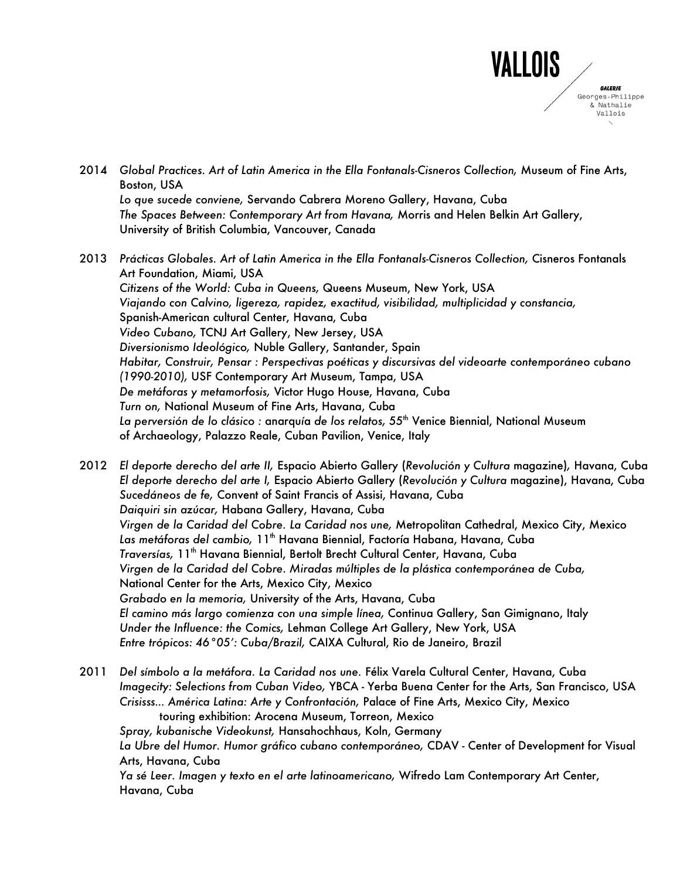2014 *Global Practices. Art of Latin America in the Ella Fontanals-Cisneros Collection,* Museum of Fine Arts, Boston, USA
*Lo que sucede conviene,* Servando Cabrera Moreno Gallery, Havana, Cuba
*The Spaces Between: Contemporary Art from Havana,* Morris and Helen Belkin Art Gallery, University of British Columbia, Vancouver, Canada

2013 *Prácticas Globales. Art of Latin America in the Ella Fontanals-Cisneros Collection,* Cisneros Fontanals Art Foundation, Miami, USA
*Citizens of the World: Cuba in Queens,* Queens Museum, New York, USA
*Viajando con Calvino, ligereza, rapidez, exactitud, visibilidad, multiplicidad y constancia,* Spanish-American cultural Center, Havana, Cuba
*Video Cubano,* TCNJ Art Gallery, New Jersey, USA
*Diversionismo Ideológico,* Nuble Gallery, Santander, Spain
*Habitar, Construir, Pensar : Perspectivas poéticas y discursivas del videoarte contemporáneo cubano (1990-2010),* USF Contemporary Art Museum, Tampa, USA
*De metáforas y metamorfosis,* Victor Hugo House, Havana, Cuba
*Turn on,* National Museum of Fine Arts, Havana, Cuba
*La perversión de lo clásico :* anarquía de los relatos, 55th Venice Biennial, National Museum of Archaeology, Palazzo Reale, Cuban Pavilion, Venice, Italy

2012 *El deporte derecho del arte II,* Espacio Abierto Gallery (*Revolución y Cultura* magazine), Havana, Cuba
*El deporte derecho del arte I,* Espacio Abierto Gallery (*Revolución y Cultura* magazine), Havana, Cuba
*Sucedáneos de fe,* Convent of Saint Francis of Assisi, Havana, Cuba
*Daiquiri sin azúcar,* Habana Gallery, Havana, Cuba
*Virgen de la Caridad del Cobre. La Caridad nos une,* Metropolitan Cathedral, Mexico City, Mexico
*Las metáforas del cambio,* 11th Havana Biennial, Factoría Habana, Havana, Cuba
*Traversías,* 11th Havana Biennial, Bertolt Brecht Cultural Center, Havana, Cuba
*Virgen de la Caridad del Cobre. Miradas múltiples de la plástica contemporánea de Cuba,* National Center for the Arts, Mexico City, Mexico
*Grabado en la memoria,* University of the Arts, Havana, Cuba
*El camino más largo comienza con una simple línea,* Continua Gallery, San Gimignano, Italy
*Under the Influence: the Comics,* Lehman College Art Gallery, New York, USA
*Entre trópicos: 46°05': Cuba/Brazil,* CAIXA Cultural, Rio de Janeiro, Brazil

2011 *Del símbolo a la metáfora. La Caridad nos une.* Félix Varela Cultural Center, Havana, Cuba
*Imagecity: Selections from Cuban Video,* YBCA - Yerba Buena Center for the Arts, San Francisco, USA
*Crisisss... América Latina: Arte y Confrontación,* Palace of Fine Arts, Mexico City, Mexico
touring exhibition: Arocena Museum, Torreon, Mexico
*Spray, kubanische Videokunst,* Hansahochhaus, Koln, Germany
*La Ubre del Humor. Humor gráfico cubano contemporáneo,* CDAV - Center of Development for Visual Arts, Havana, Cuba
*Ya sé Leer. Imagen y texto en el arte latinoamericano,* Wifredo Lam Contemporary Art Center, Havana, Cuba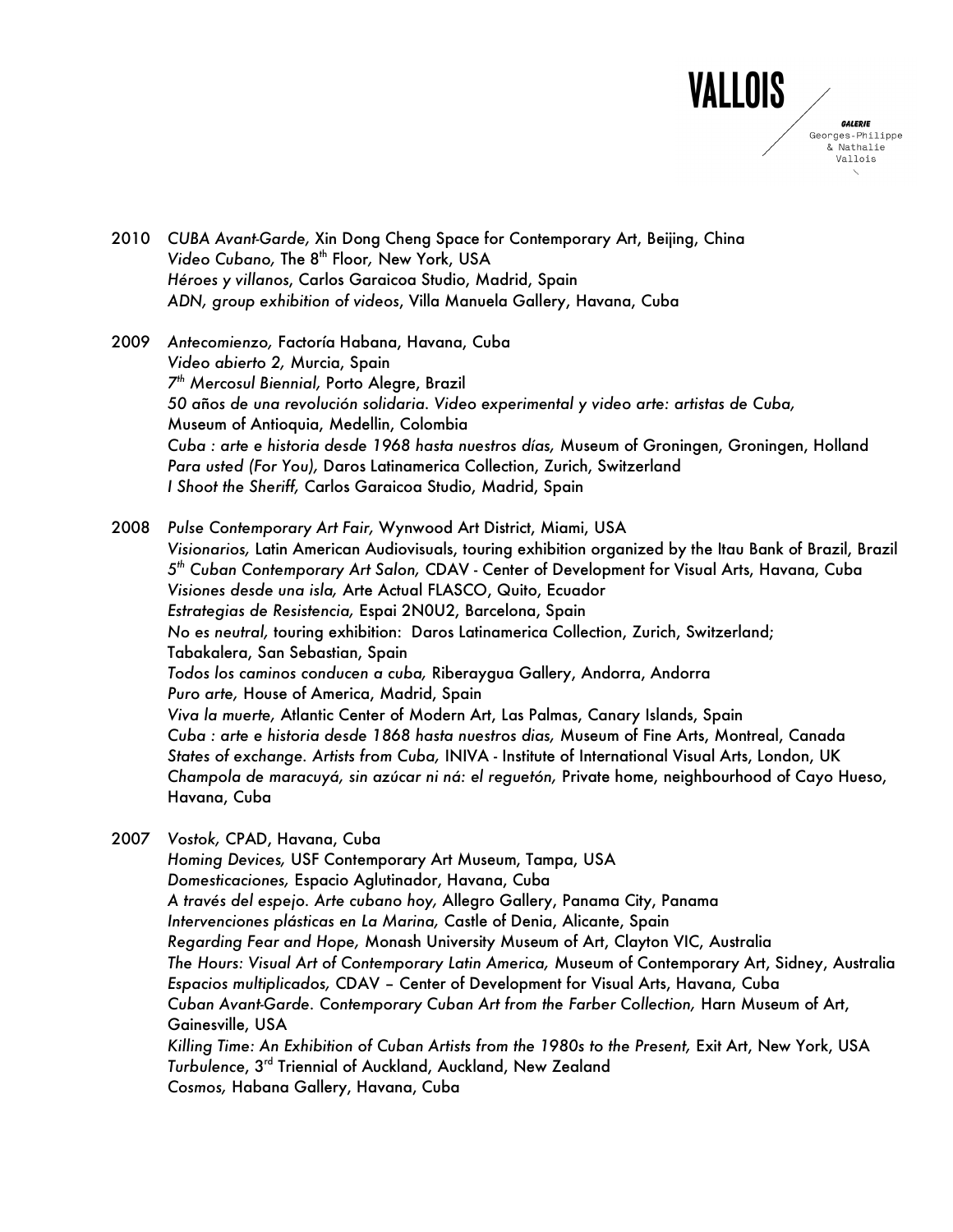2010 *CUBA Avant-Garde,* Xin Dong Cheng Space for Contemporary Art, Beijing, China
*Video Cubano,* The 8th Floor, New York, USA
*Héroes y villanos*, Carlos Garaicoa Studio, Madrid, Spain
*ADN, group exhibition of videos*, Villa Manuela Gallery, Havana, Cuba

2009 *Antecomienzo,* Factoría Habana, Havana, Cuba
*Video abierto 2,* Murcia, Spain
*7th Mercosul Biennial,* Porto Alegre, Brazil
*50 años de una revolución solidaria. Video experimental y video arte: artistas de Cuba,* Museum of Antioquia, Medellin, Colombia
*Cuba : arte e historia desde 1968 hasta nuestros días,* Museum of Groningen, Groningen, Holland
*Para usted (For You),* Daros Latinamerica Collection, Zurich, Switzerland
*I Shoot the Sheriff,* Carlos Garaicoa Studio, Madrid, Spain

2008 *Pulse Contemporary Art Fair,* Wynwood Art District, Miami, USA
*Visionarios,* Latin American Audiovisuals, touring exhibition organized by the Itau Bank of Brazil, Brazil
*5th Cuban Contemporary Art Salon,* CDAV - Center of Development for Visual Arts, Havana, Cuba
*Visiones desde una isla,* Arte Actual FLASCO, Quito, Ecuador
*Estrategias de Resistencia,* Espai 2N0U2, Barcelona, Spain
*No es neutral,* touring exhibition: Daros Latinamerica Collection, Zurich, Switzerland; Tabakalera, San Sebastian, Spain
*Todos los caminos conducen a cuba,* Riberaygua Gallery, Andorra, Andorra
*Puro arte,* House of America, Madrid, Spain
*Viva la muerte,* Atlantic Center of Modern Art, Las Palmas, Canary Islands, Spain
*Cuba : arte e historia desde 1868 hasta nuestros dias,* Museum of Fine Arts, Montreal, Canada
*States of exchange. Artists from Cuba,* INIVA - Institute of International Visual Arts, London, UK
*Champola de maracuyá, sin azúcar ni ná: el reguetón,* Private home, neighbourhood of Cayo Hueso, Havana, Cuba

2007 *Vostok,* CPAD, Havana, Cuba
*Homing Devices,* USF Contemporary Art Museum, Tampa, USA
*Domesticaciones,* Espacio Aglutinador, Havana, Cuba
*A través del espejo. Arte cubano hoy,* Allegro Gallery, Panama City, Panama
*Intervenciones plásticas en La Marina,* Castle of Denia, Alicante, Spain
*Regarding Fear and Hope,* Monash University Museum of Art, Clayton VIC, Australia
*The Hours: Visual Art of Contemporary Latin America,* Museum of Contemporary Art, Sidney, Australia
*Espacios multiplicados,* CDAV – Center of Development for Visual Arts, Havana, Cuba
*Cuban Avant-Garde. Contemporary Cuban Art from the Farber Collection,* Harn Museum of Art, Gainesville, USA
*Killing Time: An Exhibition of Cuban Artists from the 1980s to the Present,* Exit Art, New York, USA
*Turbulence*, 3rd Triennial of Auckland, Auckland, New Zealand
*Cosmos,* Habana Gallery, Havana, Cuba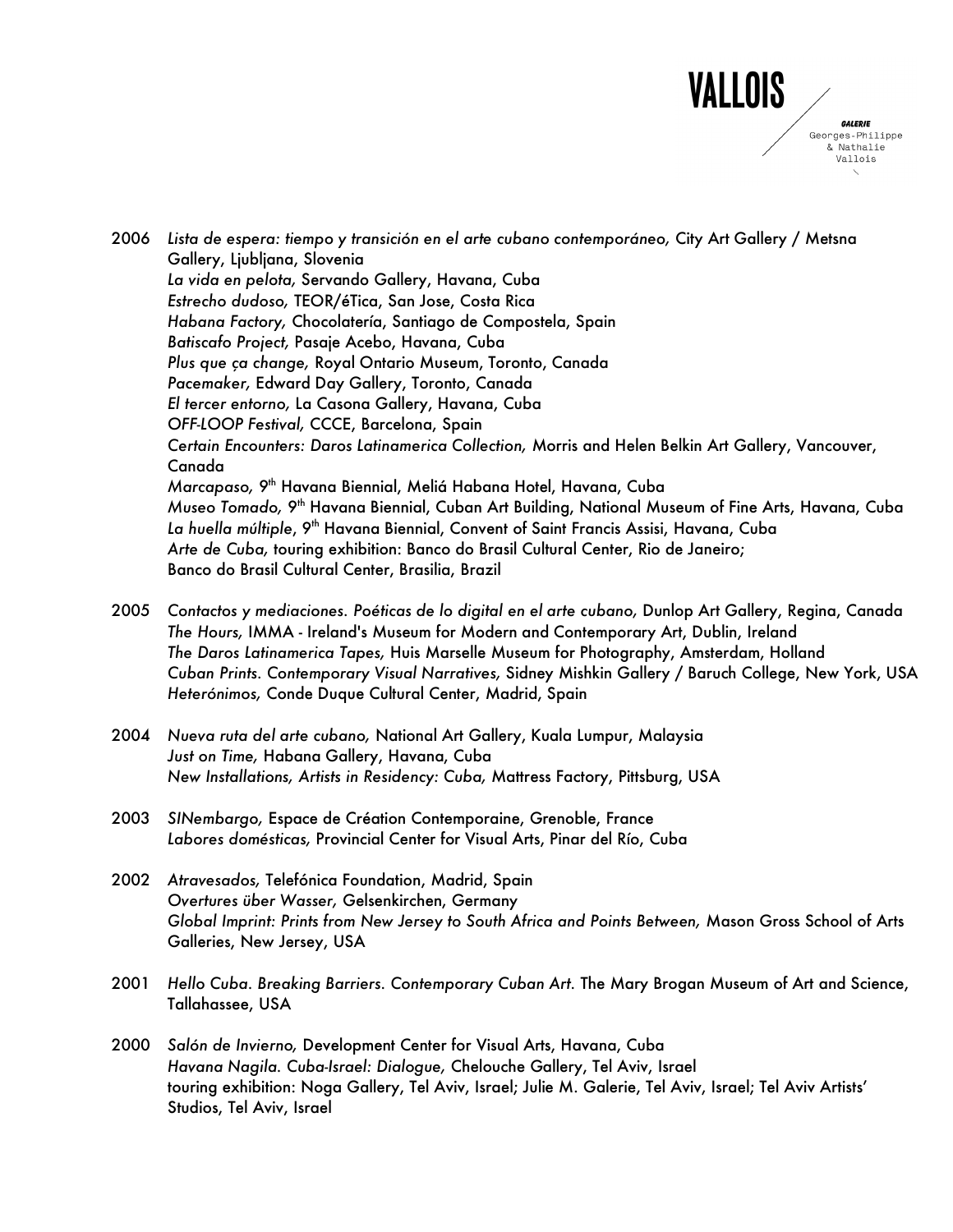2006 *Lista de espera: tiempo y transición en el arte cubano contemporáneo,* City Art Gallery / Metsna Gallery, Ljubljana, Slovenia
*La vida en pelota,* Servando Gallery, Havana, Cuba
*Estrecho dudoso,* TEOR/éTica, San Jose, Costa Rica
*Habana Factory,* Chocolatería, Santiago de Compostela, Spain
*Batiscafo Project,* Pasaje Acebo, Havana, Cuba
*Plus que ça change,* Royal Ontario Museum, Toronto, Canada
*Pacemaker,* Edward Day Gallery, Toronto, Canada
*El tercer entorno,* La Casona Gallery, Havana, Cuba
*OFF-LOOP Festival,* CCCE, Barcelona, Spain
*Certain Encounters: Daros Latinamerica Collection,* Morris and Helen Belkin Art Gallery, Vancouver, Canada
*Marcapaso,* 9th Havana Biennial, Meliá Habana Hotel, Havana, Cuba
*Museo Tomado,* 9th Havana Biennial, Cuban Art Building, National Museum of Fine Arts, Havana, Cuba
*La huella múltiple*, 9th Havana Biennial, Convent of Saint Francis Assisi, Havana, Cuba
*Arte de Cuba,* touring exhibition: Banco do Brasil Cultural Center, Rio de Janeiro; Banco do Brasil Cultural Center, Brasilia, Brazil

2005 *Contactos y mediaciones. Poéticas de lo digital en el arte cubano,* Dunlop Art Gallery, Regina, Canada
*The Hours,* IMMA - Ireland's Museum for Modern and Contemporary Art, Dublin, Ireland
*The Daros Latinamerica Tapes,* Huis Marselle Museum for Photography, Amsterdam, Holland
*Cuban Prints. Contemporary Visual Narratives,* Sidney Mishkin Gallery / Baruch College, New York, USA
*Heterónimos,* Conde Duque Cultural Center, Madrid, Spain

2004 *Nueva ruta del arte cubano,* National Art Gallery, Kuala Lumpur, Malaysia
*Just on Time,* Habana Gallery, Havana, Cuba
*New Installations, Artists in Residency: Cuba,* Mattress Factory, Pittsburg, USA

2003 *SINembargo,* Espace de Création Contemporaine, Grenoble, France
*Labores domésticas,* Provincial Center for Visual Arts, Pinar del Río, Cuba

2002 *Atravesados,* Telefónica Foundation, Madrid, Spain
*Overtures über Wasser,* Gelsenkirchen, Germany
*Global Imprint: Prints from New Jersey to South Africa and Points Between,* Mason Gross School of Arts Galleries, New Jersey, USA

2001 *Hello Cuba. Breaking Barriers. Contemporary Cuban Art.* The Mary Brogan Museum of Art and Science, Tallahassee, USA

2000 *Salón de Invierno,* Development Center for Visual Arts, Havana, Cuba
*Havana Nagila. Cuba-Israel: Dialogue,* Chelouche Gallery, Tel Aviv, Israel
touring exhibition: Noga Gallery, Tel Aviv, Israel; Julie M. Galerie, Tel Aviv, Israel; Tel Aviv Artists' Studios, Tel Aviv, Israel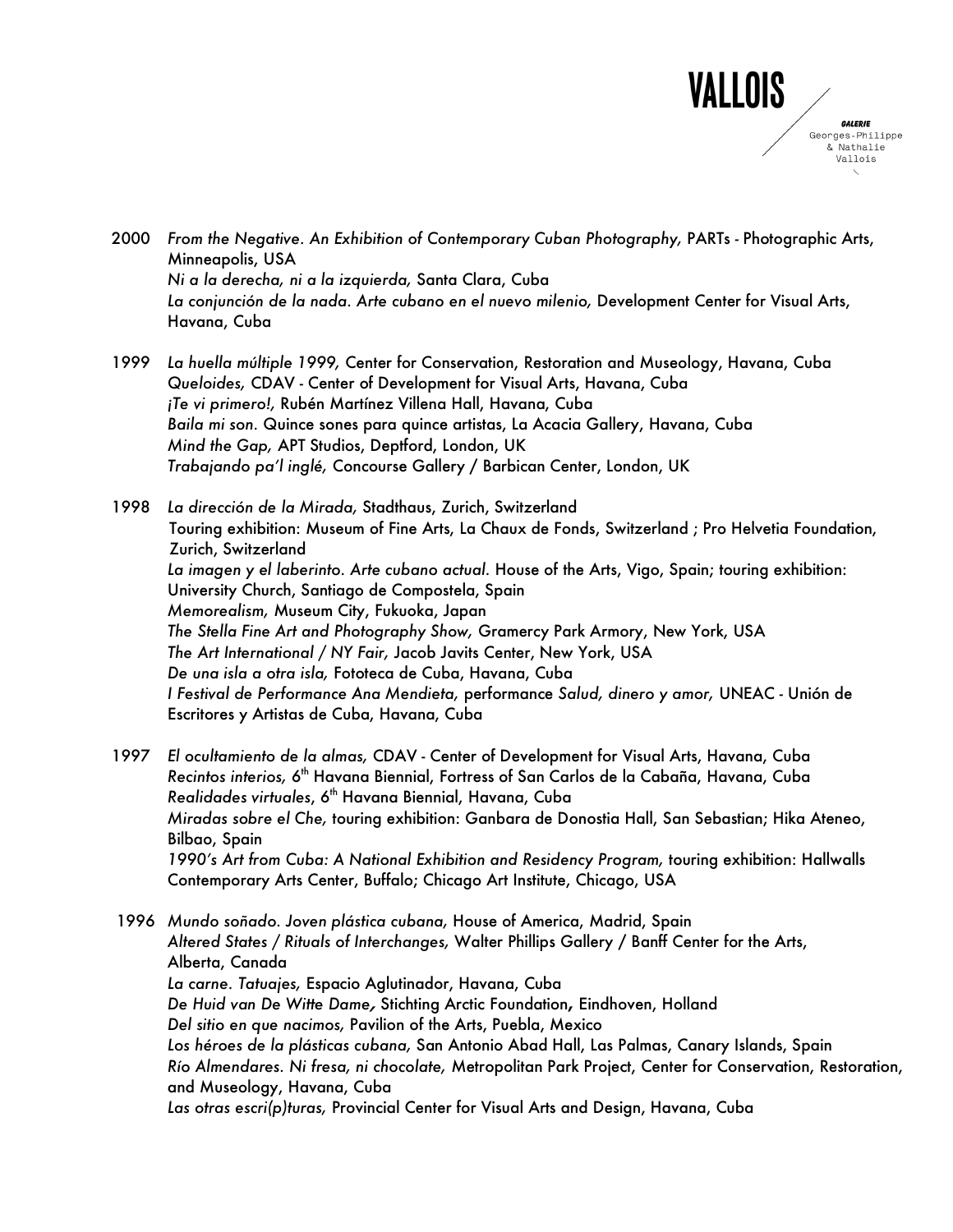2000 *From the Negative. An Exhibition of Contemporary Cuban Photography,* PARTs - Photographic Arts, Minneapolis, USA
*Ni a la derecha, ni a la izquierda,* Santa Clara, Cuba
*La conjunción de la nada. Arte cubano en el nuevo milenio,* Development Center for Visual Arts, Havana, Cuba

1999 *La huella múltiple 1999,* Center for Conservation, Restoration and Museology, Havana, Cuba
*Queloides,* CDAV - Center of Development for Visual Arts, Havana, Cuba
*¡Te vi primero!,* Rubén Martínez Villena Hall, Havana, Cuba
*Baila mi son. Quince sones para quince artistas,* La Acacia Gallery, Havana, Cuba
*Mind the Gap,* APT Studios, Deptford, London, UK
*Trabajando pa'l inglé,* Concourse Gallery / Barbican Center, London, UK

1998 *La dirección de la Mirada,* Stadthaus, Zurich, Switzerland
Touring exhibition: Museum of Fine Arts, La Chaux de Fonds, Switzerland ; Pro Helvetia Foundation, Zurich, Switzerland
*La imagen y el laberinto. Arte cubano actual.* House of the Arts, Vigo, Spain; touring exhibition: University Church, Santiago de Compostela, Spain
*Memorealism,* Museum City, Fukuoka, Japan
*The Stella Fine Art and Photography Show,* Gramercy Park Armory, New York, USA
*The Art International / NY Fair,* Jacob Javits Center, New York, USA
*De una isla a otra isla,* Fototeca de Cuba, Havana, Cuba
*I Festival de Performance Ana Mendieta,* performance *Salud, dinero y amor,* UNEAC - Unión de Escritores y Artistas de Cuba, Havana, Cuba

1997 *El ocultamiento de la almas,* CDAV - Center of Development for Visual Arts, Havana, Cuba
*Recintos interios,* 6th Havana Biennial, Fortress of San Carlos de la Cabaña, Havana, Cuba
*Realidades virtuales,* 6th Havana Biennial, Havana, Cuba
*Miradas sobre el Che,* touring exhibition: Ganbara de Donostia Hall, San Sebastian; Hika Ateneo, Bilbao, Spain
*1990's Art from Cuba: A National Exhibition and Residency Program,* touring exhibition: Hallwalls Contemporary Arts Center, Buffalo; Chicago Art Institute, Chicago, USA

1996 *Mundo soñado. Joven plástica cubana,* House of America, Madrid, Spain
*Altered States / Rituals of Interchanges,* Walter Phillips Gallery / Banff Center for the Arts, Alberta, Canada
*La carne. Tatuajes,* Espacio Aglutinador, Havana, Cuba
*De Huid van De Witte Dame,* Stichting Arctic Foundation, Eindhoven, Holland
*Del sitio en que nacimos,* Pavilion of the Arts, Puebla, Mexico
*Los héroes de la plásticas cubana,* San Antonio Abad Hall, Las Palmas, Canary Islands, Spain
*Río Almendares. Ni fresa, ni chocolate,* Metropolitan Park Project, Center for Conservation, Restoration, and Museology, Havana, Cuba
*Las otras escri(p)turas,* Provincial Center for Visual Arts and Design, Havana, Cuba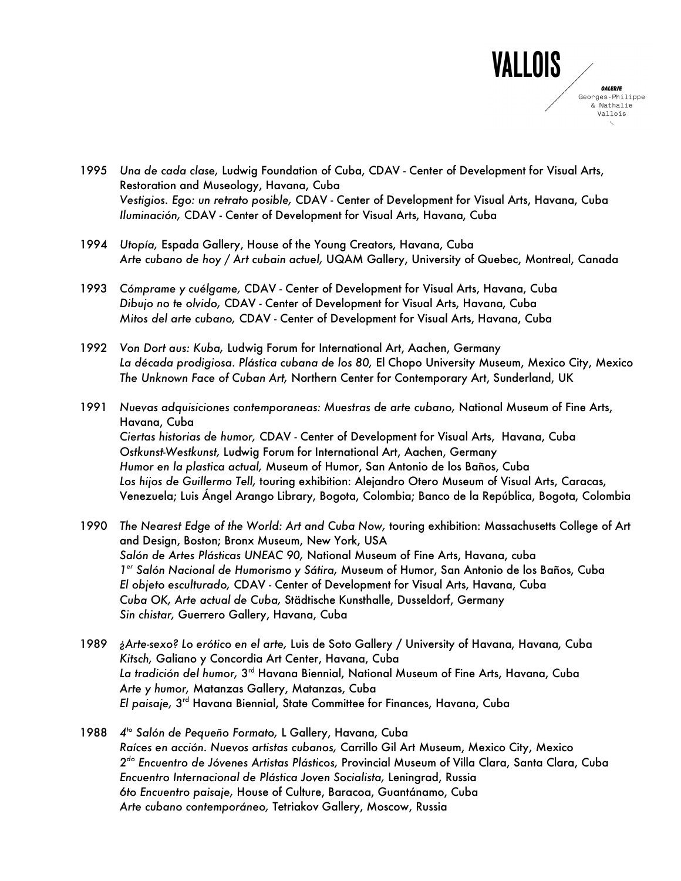1995 *Una de cada clase,* Ludwig Foundation of Cuba, CDAV - Center of Development for Visual Arts, Restoration and Museology, Havana, Cuba
*Vestigios. Ego: un retrato posible,* CDAV - Center of Development for Visual Arts, Havana, Cuba
*Iluminación,* CDAV - Center of Development for Visual Arts, Havana, Cuba

1994 *Utopía,* Espada Gallery, House of the Young Creators, Havana, Cuba
*Arte cubano de hoy / Art cubain actuel,* UQAM Gallery, University of Quebec, Montreal, Canada

1993 *Cómprame y cuélgame,* CDAV - Center of Development for Visual Arts, Havana, Cuba
*Dibujo no te olvido,* CDAV - Center of Development for Visual Arts, Havana, Cuba
*Mitos del arte cubano,* CDAV - Center of Development for Visual Arts, Havana, Cuba

1992 *Von Dort aus: Kuba,* Ludwig Forum for International Art, Aachen, Germany
*La década prodigiosa. Plástica cubana de los 80,* El Chopo University Museum, Mexico City, Mexico
*The Unknown Face of Cuban Art,* Northern Center for Contemporary Art, Sunderland, UK

1991 *Nuevas adquisiciones contemporaneas: Muestras de arte cubano,* National Museum of Fine Arts, Havana, Cuba
*Ciertas historias de humor,* CDAV - Center of Development for Visual Arts, Havana, Cuba
*Ostkunst-Westkunst,* Ludwig Forum for International Art, Aachen, Germany
*Humor en la plastica actual,* Museum of Humor, San Antonio de los Baños, Cuba
*Los hijos de Guillermo Tell,* touring exhibition: Alejandro Otero Museum of Visual Arts, Caracas, Venezuela; Luis Ángel Arango Library, Bogota, Colombia; Banco de la República, Bogota, Colombia

1990 *The Nearest Edge of the World: Art and Cuba Now,* touring exhibition: Massachusetts College of Art and Design, Boston; Bronx Museum, New York, USA
*Salón de Artes Plásticas UNEAC 90,* National Museum of Fine Arts, Havana, cuba
*1er Salón Nacional de Humorismo y Sátira,* Museum of Humor, San Antonio de los Baños, Cuba
*El objeto esculturado,* CDAV - Center of Development for Visual Arts, Havana, Cuba
*Cuba OK, Arte actual de Cuba,* Städtische Kunsthalle, Dusseldorf, Germany
*Sin chistar,* Guerrero Gallery, Havana, Cuba

1989 *¿Arte-sexo? Lo erótico en el arte,* Luis de Soto Gallery / University of Havana, Havana, Cuba
*Kitsch,* Galiano y Concordia Art Center, Havana, Cuba
*La tradición del humor,* 3rd Havana Biennial, National Museum of Fine Arts, Havana, Cuba
*Arte y humor,* Matanzas Gallery, Matanzas, Cuba
*El paisaje,* 3rd Havana Biennial, State Committee for Finances, Havana, Cuba

1988 *4to Salón de Pequeño Formato,* L Gallery, Havana, Cuba
*Raíces en acción. Nuevos artistas cubanos,* Carrillo Gil Art Museum, Mexico City, Mexico
*2do Encuentro de Jóvenes Artistas Plásticos,* Provincial Museum of Villa Clara, Santa Clara, Cuba
*Encuentro Internacional de Plástica Joven Socialista,* Leningrad, Russia
*6to Encuentro paisaje,* House of Culture, Baracoa, Guantánamo, Cuba
*Arte cubano contemporáneo,* Tetriakov Gallery, Moscow, Russia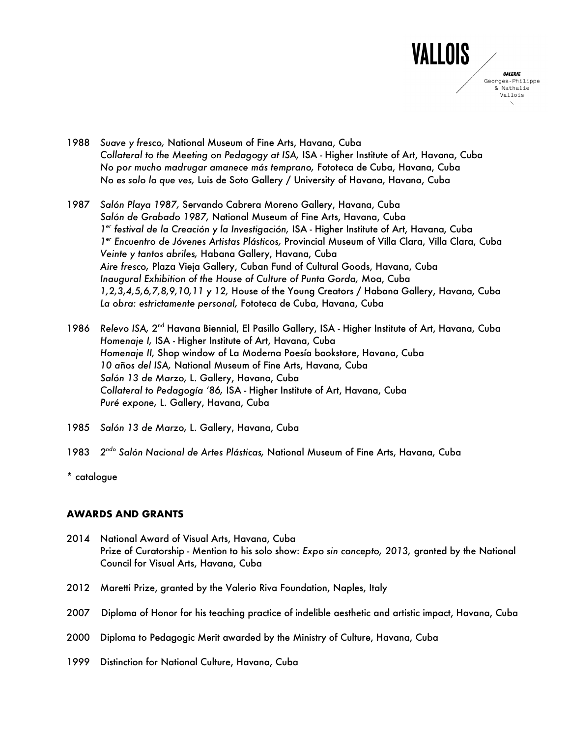1988 *Suave y fresco,* National Museum of Fine Arts, Havana, Cuba
*Collateral to the Meeting on Pedagogy at ISA,* ISA - Higher Institute of Art, Havana, Cuba
*No por mucho madrugar amanece más temprano,* Fototeca de Cuba, Havana, Cuba
*No es solo lo que ves,* Luis de Soto Gallery / University of Havana, Havana, Cuba

1987 *Salón Playa 1987,* Servando Cabrera Moreno Gallery, Havana, Cuba
*Salón de Grabado 1987,* National Museum of Fine Arts, Havana, Cuba
*1[er] festival de la Creación y la Investigación,* ISA - Higher Institute of Art, Havana, Cuba
*1[er] Encuentro de Jóvenes Artistas Plásticos,* Provincial Museum of Villa Clara, Villa Clara, Cuba
*Veinte y tantos abriles,* Habana Gallery, Havana, Cuba
*Aire fresco,* Plaza Vieja Gallery, Cuban Fund of Cultural Goods, Havana, Cuba
*Inaugural Exhibition of the House of Culture of Punta Gorda,* Moa, Cuba
*1,2,3,4,5,6,7,8,9,10,11 y 12,* House of the Young Creators / Habana Gallery, Havana, Cuba
*La obra: estrictamente personal,* Fototeca de Cuba, Havana, Cuba

1986 *Relevo ISA,* 2[nd] Havana Biennial, El Pasillo Gallery, ISA - Higher Institute of Art, Havana, Cuba
*Homenaje I,* ISA - Higher Institute of Art, Havana, Cuba
*Homenaje II,* Shop window of La Moderna Poesía bookstore, Havana, Cuba
*10 años del ISA,* National Museum of Fine Arts, Havana, Cuba
*Salón 13 de Marzo,* L. Gallery, Havana, Cuba
*Collateral to Pedagogía '86,* ISA - Higher Institute of Art, Havana, Cuba
*Puré expone,* L. Gallery, Havana, Cuba

1985 *Salón 13 de Marzo,* L. Gallery, Havana, Cuba

1983 *2[ndo] Salón Nacional de Artes Plásticas,* National Museum of Fine Arts, Havana, Cuba

* catalogue

## AWARDS AND GRANTS

2014 National Award of Visual Arts, Havana, Cuba
Prize of Curatorship - Mention to his solo show: *Expo sin concepto, 2013,* granted by the National Council for Visual Arts, Havana, Cuba

2012 Maretti Prize, granted by the Valerio Riva Foundation, Naples, Italy

2007 Diploma of Honor for his teaching practice of indelible aesthetic and artistic impact, Havana, Cuba

2000 Diploma to Pedagogic Merit awarded by the Ministry of Culture, Havana, Cuba

1999 Distinction for National Culture, Havana, Cuba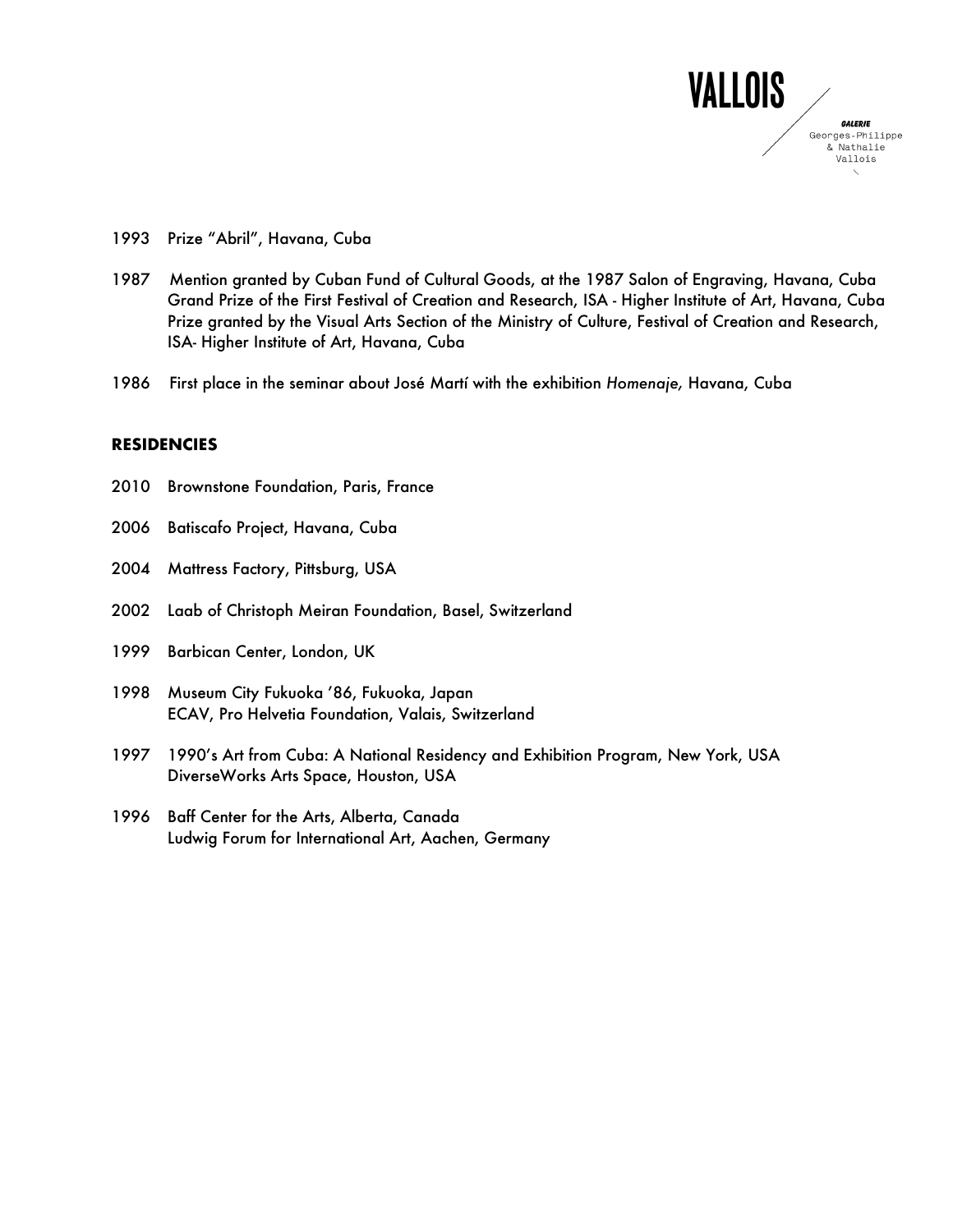1993 Prize "Abril", Havana, Cuba

1987 Mention granted by Cuban Fund of Cultural Goods, at the 1987 Salon of Engraving, Havana, Cuba
Grand Prize of the First Festival of Creation and Research, ISA - Higher Institute of Art, Havana, Cuba
Prize granted by the Visual Arts Section of the Ministry of Culture, Festival of Creation and Research, ISA- Higher Institute of Art, Havana, Cuba

1986 First place in the seminar about José Martí with the exhibition *Homenaje,* Havana, Cuba

## RESIDENCIES

2010 Brownstone Foundation, Paris, France

2006 Batiscafo Project, Havana, Cuba

2004 Mattress Factory, Pittsburg, USA

2002 Laab of Christoph Meiran Foundation, Basel, Switzerland

1999 Barbican Center, London, UK

1998 Museum City Fukuoka '86, Fukuoka, Japan
ECAV, Pro Helvetia Foundation, Valais, Switzerland

1997 1990's Art from Cuba: A National Residency and Exhibition Program, New York, USA
DiverseWorks Arts Space, Houston, USA

1996 Baff Center for the Arts, Alberta, Canada
Ludwig Forum for International Art, Aachen, Germany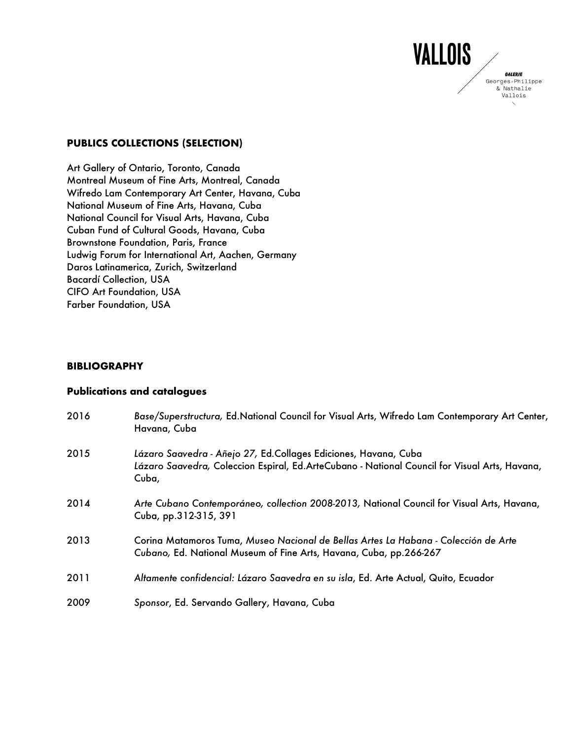## PUBLICS COLLECTIONS (SELECTION)

Art Gallery of Ontario, Toronto, Canada
Montreal Museum of Fine Arts, Montreal, Canada
Wifredo Lam Contemporary Art Center, Havana, Cuba
National Museum of Fine Arts, Havana, Cuba
National Council for Visual Arts, Havana, Cuba
Cuban Fund of Cultural Goods, Havana, Cuba
Brownstone Foundation, Paris, France
Ludwig Forum for International Art, Aachen, Germany
Daros Latinamerica, Zurich, Switzerland
Bacardí Collection, USA
CIFO Art Foundation, USA
Farber Foundation, USA

## BIBLIOGRAPHY

### Publications and catalogues

2016 *Base/Superstructura,* Ed.National Council for Visual Arts, Wifredo Lam Contemporary Art Center, Havana, Cuba

2015 *Lázaro Saavedra - Añejo 27,* Ed.Collages Ediciones, Havana, Cuba
*Lázaro Saavedra,* Coleccion Espiral, Ed.ArteCubano - National Council for Visual Arts, Havana, Cuba,

2014 *Arte Cubano Contemporáneo, collection 2008-2013,* National Council for Visual Arts, Havana, Cuba, pp.312-315, 391

2013 Corina Matamoros Tuma, *Museo Nacional de Bellas Artes La Habana - Colección de Arte Cubano,* Ed. National Museum of Fine Arts, Havana, Cuba, pp.266-267

2011 *Altamente confidencial: Lázaro Saavedra en su isla*, Ed. Arte Actual, Quito, Ecuador

2009 *Sponsor*, Ed. Servando Gallery, Havana, Cuba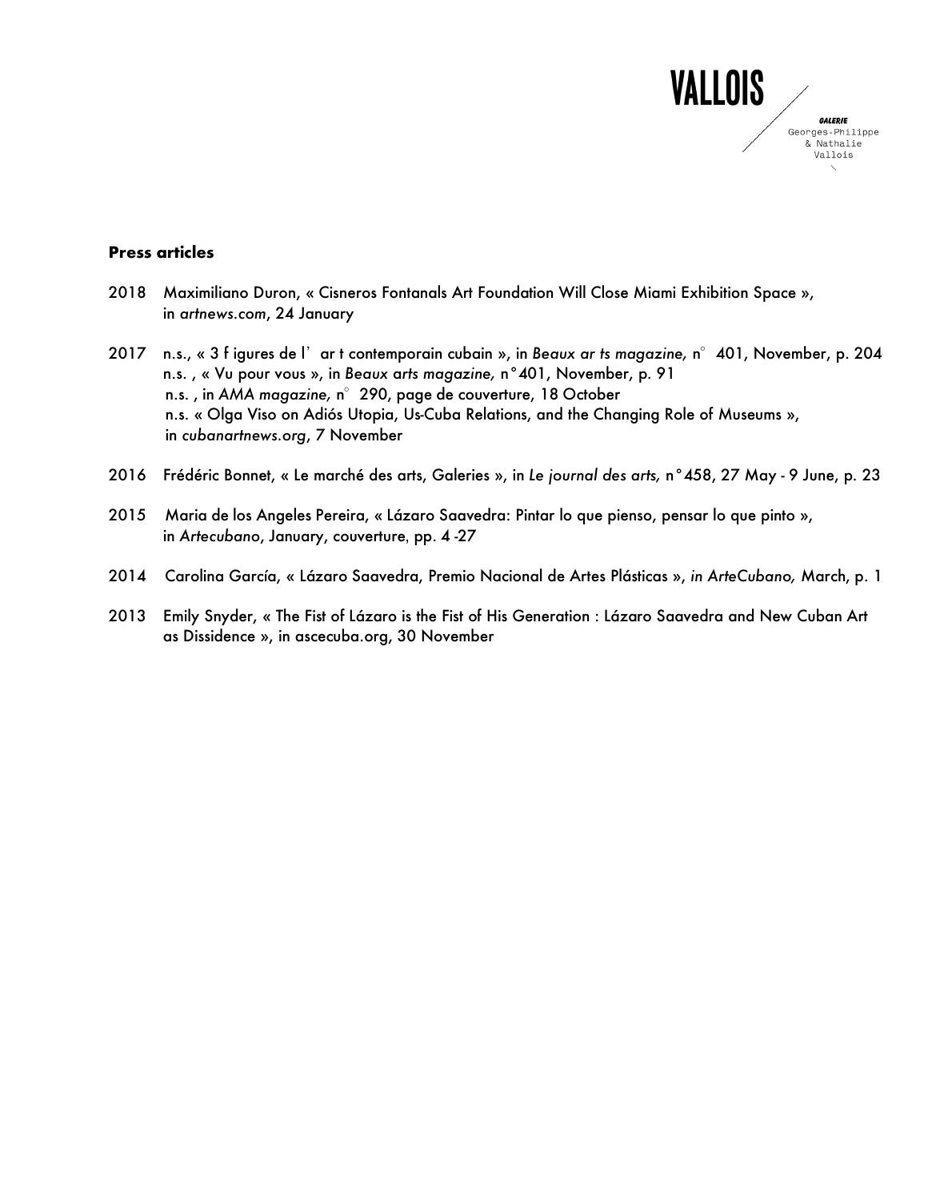**Press articles**

2018 Maximiliano Duron, « Cisneros Fontanals Art Foundation Will Close Miami Exhibition Space », in *artnews.com*, 24 January

2017 n.s., « 3 f igures de l' ar t contemporain cubain », in *Beaux ar ts magazine,* n° 401, November, p. 204
n.s. , « Vu pour vous », in *Beaux arts magazine,* n°401, November, p. 91
n.s. , in *AMA magazine,* n° 290, page de couverture, 18 October
n.s. « Olga Viso on Adiós Utopia, Us-Cuba Relations, and the Changing Role of Museums », in *cubanartnews.org*, 7 November

2016 Frédéric Bonnet, « Le marché des arts, Galeries », in *Le journal des arts,* n°458, 27 May - 9 June, p. 23

2015 Maria de los Angeles Pereira, « Lázaro Saavedra: Pintar lo que pienso, pensar lo que pinto », in *Artecubano*, January, couverture, pp. 4 -27

2014 Carolina García, « Lázaro Saavedra, Premio Nacional de Artes Plásticas », *in ArteCubano,* March, p. 1

2013 Emily Snyder, « The Fist of Lázaro is the Fist of His Generation : Lázaro Saavedra and New Cuban Art as Dissidence », in ascecuba.org, 30 November